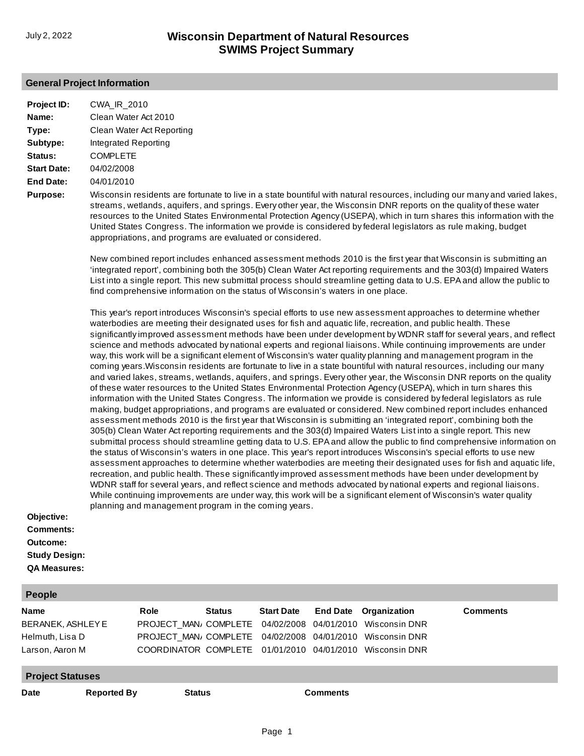# Wisconsin Department of Natural Resources
## SWIMS Project Summary

July 2, 2022

### General Project Information

**Project ID:** CWA_IR_2010

**Name:** Clean Water Act 2010

**Type:** Clean Water Act Reporting

**Subtype:** Integrated Reporting

**Status:** COMPLETE

**Start Date:** 04/02/2008

**End Date:** 04/01/2010

**Purpose:** Wisconsin residents are fortunate to live in a state bountiful with natural resources, including our many and varied lakes, streams, wetlands, aquifers, and springs. Every other year, the Wisconsin DNR reports on the quality of these water resources to the United States Environmental Protection Agency (USEPA), which in turn shares this information with the United States Congress. The information we provide is considered by federal legislators as rule making, budget appropriations, and programs are evaluated or considered.

New combined report includes enhanced assessment methods 2010 is the first year that Wisconsin is submitting an 'integrated report', combining both the 305(b) Clean Water Act reporting requirements and the 303(d) Impaired Waters List into a single report. This new submittal process should streamline getting data to U.S. EPA and allow the public to find comprehensive information on the status of Wisconsin's waters in one place.

This year's report introduces Wisconsin's special efforts to use new assessment approaches to determine whether waterbodies are meeting their designated uses for fish and aquatic life, recreation, and public health. These significantly improved assessment methods have been under development by WDNR staff for several years, and reflect science and methods advocated by national experts and regional liaisons. While continuing improvements are under way, this work will be a significant element of Wisconsin's water quality planning and management program in the coming years.Wisconsin residents are fortunate to live in a state bountiful with natural resources, including our many and varied lakes, streams, wetlands, aquifers, and springs. Every other year, the Wisconsin DNR reports on the quality of these water resources to the United States Environmental Protection Agency (USEPA), which in turn shares this information with the United States Congress. The information we provide is considered by federal legislators as rule making, budget appropriations, and programs are evaluated or considered. New combined report includes enhanced assessment methods 2010 is the first year that Wisconsin is submitting an 'integrated report', combining both the 305(b) Clean Water Act reporting requirements and the 303(d) Impaired Waters List into a single report. This new submittal process should streamline getting data to U.S. EPA and allow the public to find comprehensive information on the status of Wisconsin's waters in one place. This year's report introduces Wisconsin's special efforts to use new assessment approaches to determine whether waterbodies are meeting their designated uses for fish and aquatic life, recreation, and public health. These significantly improved assessment methods have been under development by WDNR staff for several years, and reflect science and methods advocated by national experts and regional liaisons. While continuing improvements are under way, this work will be a significant element of Wisconsin's water quality planning and management program in the coming years.

**Objective:**

**Comments:**

**Outcome:**

**Study Design:**

**QA Measures:**

### People

| Name | Role | Status | Start Date | End Date | Organization | Comments |
|---|---|---|---|---|---|---|
| BERANEK, ASHLEY E | PROJECT_MAN/ | COMPLETE | 04/02/2008 | 04/01/2010 | Wisconsin DNR | |
| Helmuth, Lisa D | PROJECT_MAN/ | COMPLETE | 04/02/2008 | 04/01/2010 | Wisconsin DNR | |
| Larson, Aaron M | COORDINATOR | COMPLETE | 01/01/2010 | 04/01/2010 | Wisconsin DNR | |

### Project Statuses

| Date | Reported By | Status | Comments |
|---|---|---|---|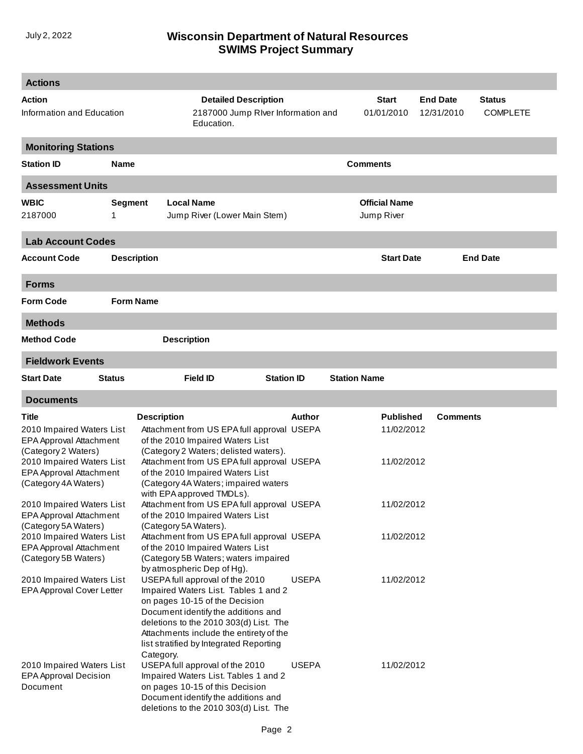## Actions

| Action | Detailed Description | Start | End Date | Status |
|---|---|---|---|---|
| Information and Education | 2187000 Jump RIver Information and Education. | 01/01/2010 | 12/31/2010 | COMPLETE |

## Monitoring Stations

| Station ID | Name | Comments |
|---|---|---|

## Assessment Units

| WBIC | Segment | Local Name | Official Name |
|---|---|---|---|
| 2187000 | 1 | Jump River (Lower Main Stem) | Jump River |

## Lab Account Codes

| Account Code | Description | Start Date | End Date |
|---|---|---|---|

## Forms

| Form Code | Form Name |
|---|---|

## Methods

| Method Code | Description |
|---|---|

## Fieldwork Events

| Start Date | Status | Field ID | Station ID | Station Name |
|---|---|---|---|---|

## Documents

| Title | Description | Author | Published | Comments |
|---|---|---|---|---|
| 2010 Impaired Waters List EPA Approval Attachment (Category 2 Waters) | Attachment from US EPA full approval of the 2010 Impaired Waters List (Category 2 Waters; delisted waters). | USEPA | 11/02/2012 | |
| 2010 Impaired Waters List EPA Approval Attachment (Category 4A Waters) | Attachment from US EPA full approval of the 2010 Impaired Waters List (Category 4A Waters; impaired waters with EPA approved TMDLs). | USEPA | 11/02/2012 | |
| 2010 Impaired Waters List EPA Approval Attachment (Category 5A Waters) | Attachment from US EPA full approval of the 2010 Impaired Waters List (Category 5A Waters). | USEPA | 11/02/2012 | |
| 2010 Impaired Waters List EPA Approval Attachment (Category 5B Waters) | Attachment from US EPA full approval of the 2010 Impaired Waters List (Category 5B Waters; waters impaired by atmospheric Dep of Hg). | USEPA | 11/02/2012 | |
| 2010 Impaired Waters List EPA Approval Cover Letter | USEPA full approval of the 2010 Impaired Waters List. Tables 1 and 2 on pages 10-15 of the Decision Document identify the additions and deletions to the 2010 303(d) List. The Attachments include the entirety of the list stratified by Integrated Reporting Category. | USEPA | 11/02/2012 | |
| 2010 Impaired Waters List EPA Approval Decision Document | USEPA full approval of the 2010 Impaired Waters List. Tables 1 and 2 on pages 10-15 of this Decision Document identify the additions and deletions to the 2010 303(d) List. The | USEPA | 11/02/2012 | |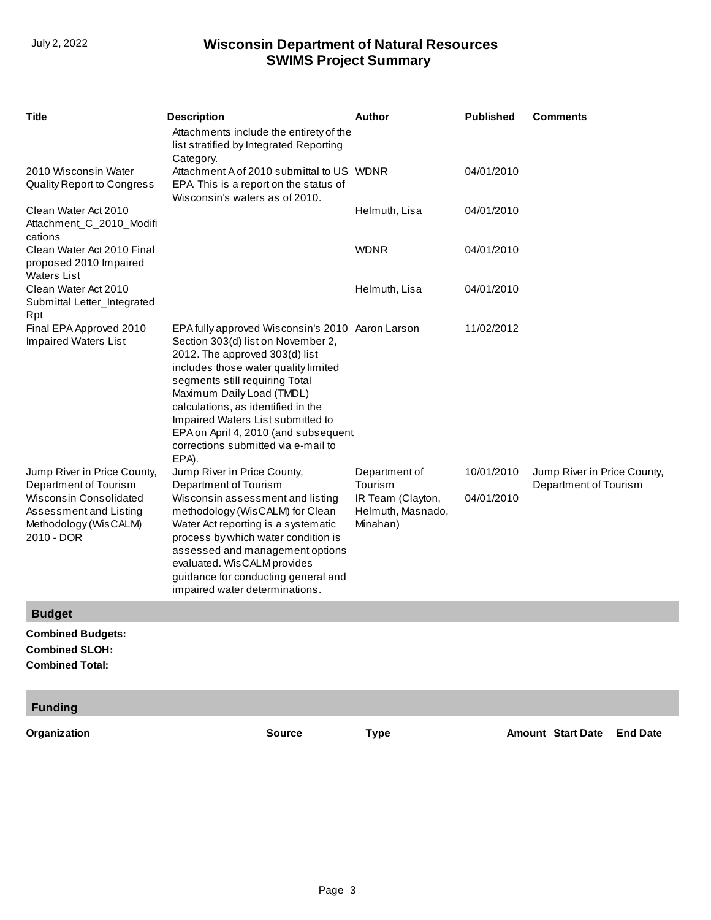| Title | Description | Author | Published | Comments |
| --- | --- | --- | --- | --- |
| | Attachments include the entirety of the list stratified by Integrated Reporting Category. | | | |
| 2010 Wisconsin Water Quality Report to Congress | Attachment A of 2010 submittal to US EPA. This is a report on the status of Wisconsin's waters as of 2010. | WDNR | 04/01/2010 | |
| Clean Water Act 2010 Attachment_C_2010_Modifications | | Helmuth, Lisa | 04/01/2010 | |
| Clean Water Act 2010 Final proposed 2010 Impaired Waters List | | WDNR | 04/01/2010 | |
| Clean Water Act 2010 Submittal Letter_Integrated Rpt | | Helmuth, Lisa | 04/01/2010 | |
| Final EPA Approved 2010 Impaired Waters List | EPA fully approved Wisconsin's 2010 Section 303(d) list on November 2, 2012. The approved 303(d) list includes those water quality limited segments still requiring Total Maximum Daily Load (TMDL) calculations, as identified in the Impaired Waters List submitted to EPA on April 4, 2010 (and subsequent corrections submitted via e-mail to EPA). | Aaron Larson | 11/02/2012 | |
| Jump River in Price County, Department of Tourism | Jump River in Price County, Department of Tourism | Department of Tourism | 10/01/2010 | Jump River in Price County, Department of Tourism |
| Wisconsin Consolidated Assessment and Listing Methodology (WisCALM) 2010 - DOR | Wisconsin assessment and listing methodology (WisCALM) for Clean Water Act reporting is a systematic process by which water condition is assessed and management options evaluated. WisCALM provides guidance for conducting general and impaired water determinations. | IR Team (Clayton, Helmuth, Masnado, Minahan) | 04/01/2010 | |

## Budget

**Combined Budgets:**

**Combined SLOH:**

**Combined Total:**

## Funding

| Organization | Source | Type | Amount | Start Date | End Date |
| --- | --- | --- | --- | --- | --- |